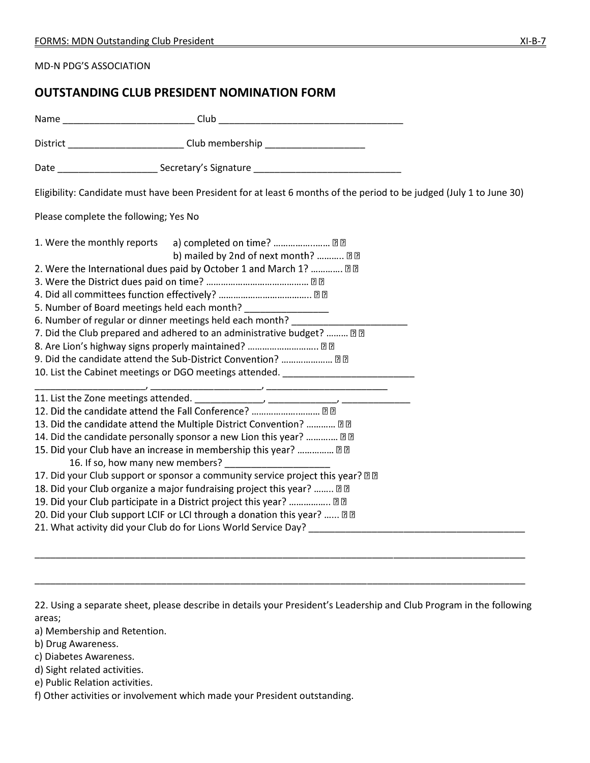MD-N PDG'S ASSOCIATION

# OUTSTANDING CLUB PRESIDENT NOMINATION FORM

Name _________________________ Club ___________________________________

District ______________________ Club membership ___________________

Date ___________________ Secretary's Signature ____________________________

Eligibility: Candidate must have been President for at least 6 months of the period to be judged (July 1 to June 30)

Please complete the following; Yes No

1. Were the monthly reports a) completed on time? …………….…… ☐ ☐
   b) mailed by 2nd of next month? ……….. ☐ ☐
2. Were the International dues paid by October 1 and March 1? …………. ☐ ☐
3. Were the District dues paid on time? …………………………………… ☐ ☐
4. Did all committees function effectively? ……………………………….. ☐ ☐
5. Number of Board meetings held each month? ________________
6. Number of regular or dinner meetings held each month? ______________________
7. Did the Club prepared and adhered to an administrative budget? ……… ☐ ☐
8. Are Lion's highway signs properly maintained? ……………………….. ☐ ☐
9. Did the candidate attend the Sub-District Convention? ………………… ☐ ☐
10. List the Cabinet meetings or DGO meetings attended. _________________________
_____________________, _____________________, ________________________
11. List the Zone meetings attended. _____________, _____________, _____________
12. Did the candidate attend the Fall Conference? ………………..……… ☐ ☐
13. Did the candidate attend the Multiple District Convention? ………… ☐ ☐
14. Did the candidate personally sponsor a new Lion this year? …………. ☐ ☐
15. Did your Club have an increase in membership this year? …………… ☐ ☐
    16. If so, how many new members? ____________________
17. Did your Club support or sponsor a community service project this year? ☐ ☐
18. Did your Club organize a major fundraising project this year? …….. ☐ ☐
19. Did your Club participate in a District project this year? …………….. ☐ ☐
20. Did your Club support LCIF or LCI through a donation this year? …... ☐ ☐
21. What activity did your Club do for Lions World Service Day? __________________________________________

_____________________________________________________________________________________________

_____________________________________________________________________________________________

22. Using a separate sheet, please describe in details your President's Leadership and Club Program in the following areas;

a) Membership and Retention.
b) Drug Awareness.
c) Diabetes Awareness.
d) Sight related activities.
e) Public Relation activities.
f) Other activities or involvement which made your President outstanding.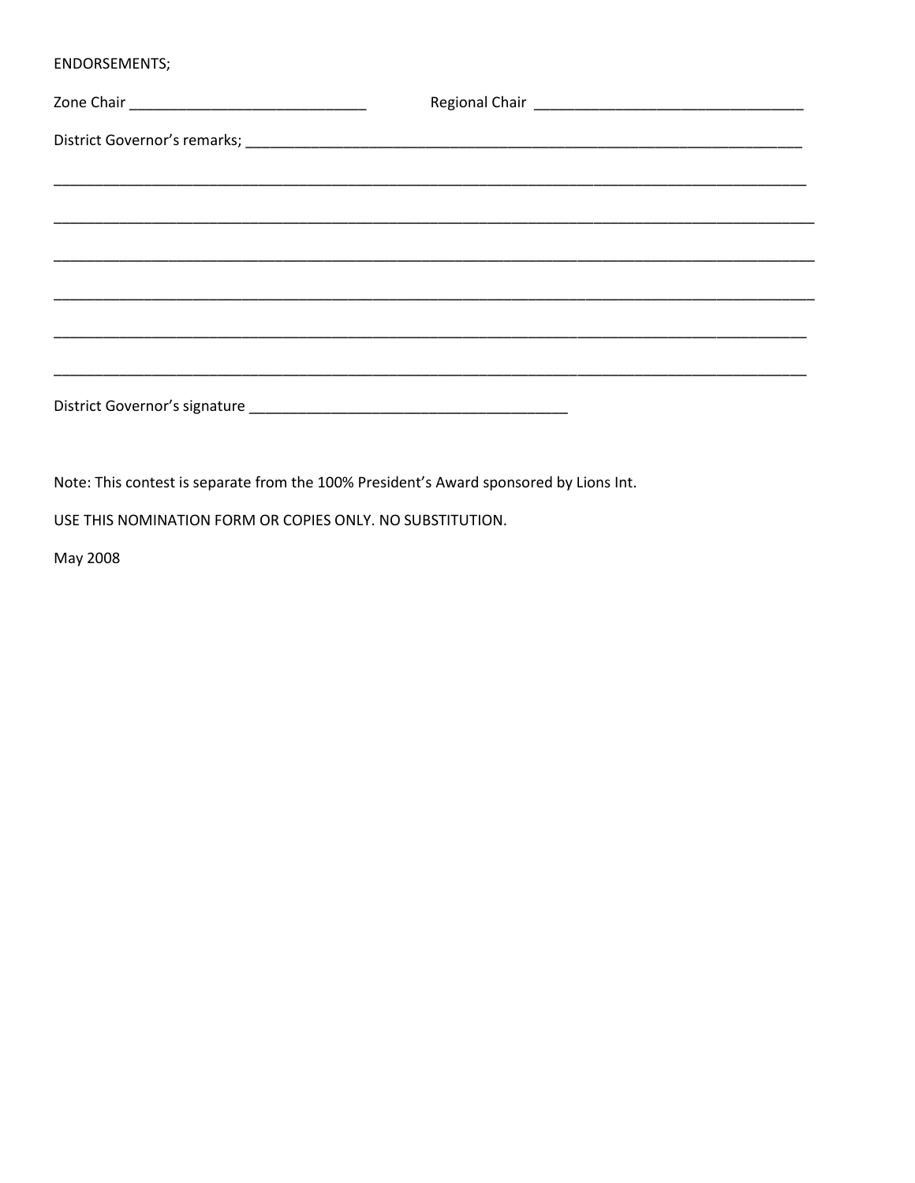ENDORSEMENTS;

Zone Chair _____________________________ Regional Chair _________________________________

District Governor's remarks; _______________________________________________________________________

_______________________________________________________________________________________________

_______________________________________________________________________________________________

_______________________________________________________________________________________________

_______________________________________________________________________________________________

_______________________________________________________________________________________________

_______________________________________________________________________________________________

District Governor's signature _______________________________________

Note: This contest is separate from the 100% President's Award sponsored by Lions Int.

USE THIS NOMINATION FORM OR COPIES ONLY. NO SUBSTITUTION.

May 2008